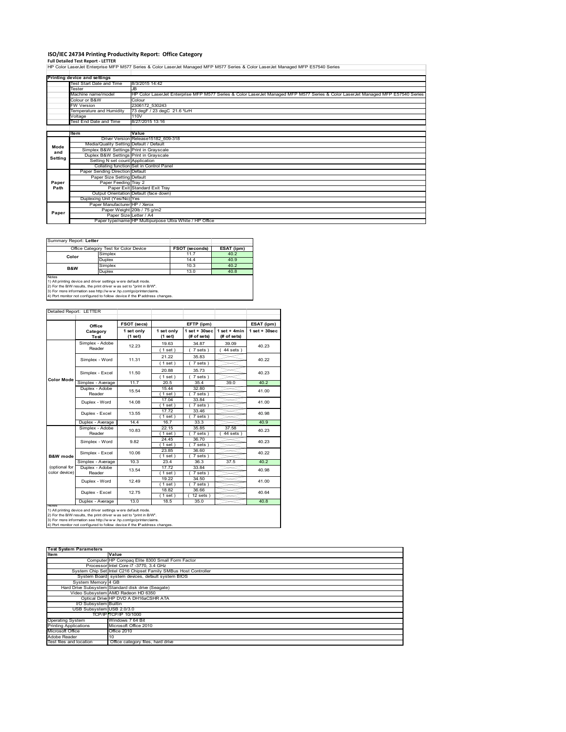# ISO/IEC 24734 Printing Productivity Report: Office Category

**Full Detailed Test Report - LETTER**

HP Color LaserJet Enterprise MFP M577 Series & Color LaserJet Managed MFP M577 Series & Color LaserJet Managed MFP E57540 Series

| Printing device and settings | |
|---|---|
| Test Start Date and Time | 8/3/2015 14:42 |
| Tester | JB |
| Machine name/model | HP Color LaserJet Enterprise MFP M577 Series & Color LaserJet Managed MFP M577 Series & Color LaserJet Managed MFP E57540 Series |
| Colour or B&W | Colour |
| FW Version | 2306172_530243 |
| Temperature and Humidity | 73 degF / 23 degC 21.6 %rH |
| Voltage | 110V |
| Test End Date and Time | 8/27/2015 13:16 |

| | Item | Value |
|---|---|---|
| Mode and Setting | Driver Version | Release15182_609-318 |
| | Media/Quality Setting | Default / Default |
| | Simplex B&W Settings | Print in Grayscale |
| | Duplex B&W Settings | Print in Grayscale |
| | Setting N set count | Application |
| | Collating function | Set in Control Panel |
| Paper Path | Paper Sending Direction | Default |
| | Paper Size Setting | Default |
| | Paper Feeding | Tray 2 |
| | Paper Exit | Standard Exit Tray |
| | Output Orientation | Default (face down) |
| | Duplexing Unit (Yes/No) | Yes |
| Paper | Paper Manufacturer | HP / Xerox |
| | Paper Weight | 20lb / 75 g/m2 |
| | Paper Size | Letter / A4 |
| | Paper type/name | HP Multipurpose Ultra White / HP Office |

Summary Report: **Letter**

| Office Category Test for Color Device | | FSOT (seconds) | ESAT (ipm) |
|---|---|---|---|
| Color | Simplex | 11.7 | 40.2 |
| | Duplex | 14.4 | 40.9 |
| B&W | Simplex | 10.3 | 40.2 |
| | Duplex | 13.0 | 40.8 |

Notes
1) All printing device and driver settings were default mode.
2) For the B/W results, the print driver was set to "print in B/W".
3) For more information see http://www.hp.com/go/printerclaims.
4) Port monitor not configured to follow device if the IP address changes.

Detailed Report: LETTER

| | Office Category Test | FSOT (secs) 1 set only (1 set) | EFTP (ipm) 1 set only (1 set) | EFTP (ipm) 1 set + 30sec (# of sets) | EFTP (ipm) 1 set + 4min (# of sets) | ESAT (ipm) 1 set + 30sec |
|---|---|---|---|---|---|---|
| Color Mode | Simplex - Adobe Reader | 12.23 | 19.63 (1 set) | 34.87 (7 sets) | 39.09 (44 sets) | 40.23 |
| | Simplex - Word | 11.31 | 21.22 (1 set) | 35.83 (7 sets) | | 40.22 |
| | Simplex - Excel | 11.50 | 20.88 (1 set) | 35.73 (7 sets) | | 40.23 |
| | Simplex - Average | 11.7 | 20.5 | 35.4 | 39.0 | 40.2 |
| | Duplex - Adobe Reader | 15.54 | 15.44 (1 set) | 32.80 (7 sets) | | 41.00 |
| | Duplex - Word | 14.08 | 17.04 (1 set) | 33.84 (7 sets) | | 41.00 |
| | Duplex - Excel | 13.55 | 17.72 (1 set) | 33.46 (7 sets) | | 40.98 |
| | Duplex - Average | 14.4 | 16.7 | 33.3 | | 40.9 |
| B&W mode (optional for color device) | Simplex - Adobe Reader | 10.83 | 22.15 (1 set) | 35.85 (7 sets) | 37.58 (44 sets) | 40.23 |
| | Simplex - Word | 9.82 | 24.45 (1 set) | 36.70 (7 sets) | | 40.23 |
| | Simplex - Excel | 10.06 | 23.85 (1 set) | 36.60 (7 sets) | | 40.22 |
| | Simplex - Average | 10.3 | 23.4 | 36.3 | 37.5 | 40.2 |
| | Duplex - Adobe Reader | 13.54 | 17.72 (1 set) | 33.84 (7 sets) | | 40.98 |
| | Duplex - Word | 12.49 | 19.22 (1 set) | 34.50 (7 sets) | | 41.00 |
| | Duplex - Excel | 12.75 | 18.82 (1 set) | 36.66 (12 sets) | | 40.64 |
| | Duplex - Average | 13.0 | 18.5 | 35.0 | | 40.8 |

Notes
1) All printing device and driver settings were default mode.
2) For the B/W results, the print driver was set to "print in B/W".
3) For more information see http://www.hp.com/go/printerclaims.
4) Port monitor not configured to follow device if the IP address changes.

| Test System Parameters | |
|---|---|
| **Item** | **Value** |
| Computer | HP Compaq Elite 8300 Small Form Factor |
| Processor | Intel Core i7 -3770, 3.4 GHz |
| System Chip Set | Intel C216 Chipset Family SMBus Host Controller |
| System Board | system devices, default system BIOS |
| System Memory | 4 GB |
| Hard Drive Subsystem | Standard disk drive (Seagate) |
| Video Subsystem | AMD Radeon HD 6350 |
| Optical Drive | HP DVD A DH16aCSHR ATA |
| I/O Subsystem | Builtin |
| USB Subsystem | USB 2.0/3.0 |
| TCP/IP | TCP/IP 10/1000 |
| Operating System | Windows 7 64 Bit |
| Printing Applications | Microsoft Office 2010 |
| Microsoft Office | Office 2010 |
| Adobe Reader | 10 |
| Test files and location | Office category files, hard drive |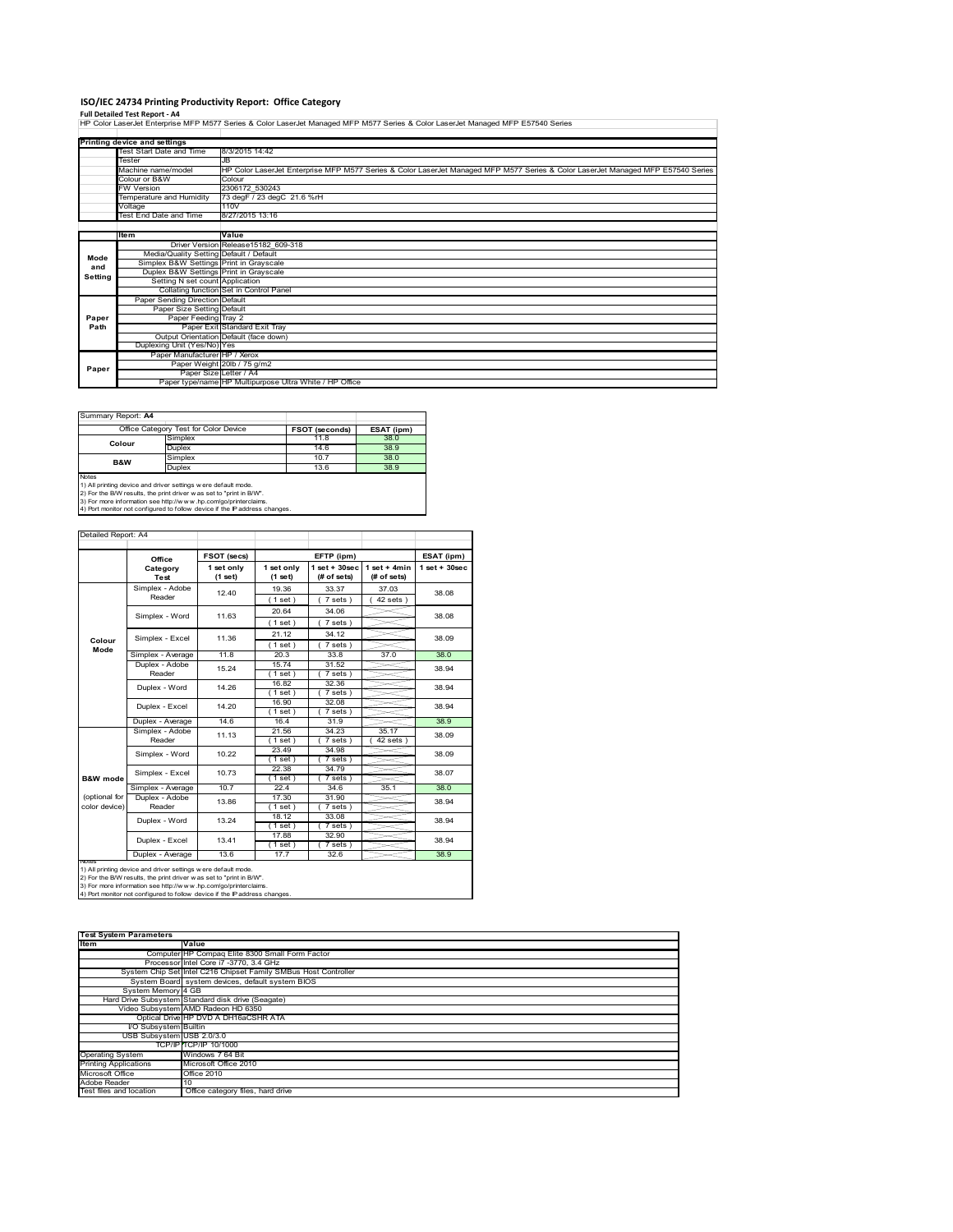# ISO/IEC 24734 Printing Productivity Report: Office Category

**Full Detailed Test Report - A4**

HP Color LaserJet Enterprise MFP M577 Series & Color LaserJet Managed MFP M577 Series & Color LaserJet Managed MFP E57540 Series

| Printing device and settings | |
|---|---|
| Test Start Date and Time | 8/3/2015 14:42 |
| Tester | JB |
| Machine name/model | HP Color LaserJet Enterprise MFP M577 Series & Color LaserJet Managed MFP M577 Series & Color LaserJet Managed MFP E57540 Series |
| Colour or B&W | Colour |
| FW Version | 2306172_530243 |
| Temperature and Humidity | 73 degF / 23 degC 21.6 %rH |
| Voltage | 110V |
| Test End Date and Time | 8/27/2015 13:16 |

| | Item | Value |
|---|---|---|
| Mode and Setting | Driver Version | Release15182_609-318 |
| | Media/Quality Setting | Default / Default |
| | Simplex B&W Settings | Print in Grayscale |
| | Duplex B&W Settings | Print in Grayscale |
| | Setting N set count | Application |
| | Collating function | Set in Control Panel |
| Paper Path | Paper Sending Direction | Default |
| | Paper Size Setting | Default |
| | Paper Feeding | Tray 2 |
| | Paper Exit | Standard Exit Tray |
| | Output Orientation | Default (face down) |
| | Duplexing Unit (Yes/No) | Yes |
| Paper | Paper Manufacturer | HP / Xerox |
| | Paper Weight | 20lb / 75 g/m2 |
| | Paper Size | Letter / A4 |
| | Paper type/name | HP Multipurpose Ultra White / HP Office |

**Summary Report: A4**

| Office Category Test for Color Device | | FSOT (seconds) | ESAT (ipm) |
|---|---|---|---|
| Colour | Simplex | 11.8 | 38.0 |
| | Duplex | 14.6 | 38.9 |
| B&W | Simplex | 10.7 | 38.0 |
| | Duplex | 13.6 | 38.9 |

Notes
1) All printing device and driver settings were default mode.
2) For the B/W results, the print driver was set to "print in B/W".
3) For more information see http://www.hp.com/go/printerclaims.
4) Port monitor not configured to follow device if the IP address changes.

**Detailed Report: A4**

| | Office Category Test | FSOT (secs) 1 set only (1 set) | EFTP (ipm) 1 set only (1 set) | EFTP (ipm) 1 set + 30sec (# of sets) | EFTP (ipm) 1 set + 4min (# of sets) | ESAT (ipm) 1 set + 30sec |
|---|---|---|---|---|---|---|
| Colour Mode | Simplex - Adobe Reader | 12.40 | 19.36 (1 set) | 33.37 (7 sets) | 37.03 (42 sets) | 38.08 |
| | Simplex - Word | 11.63 | 20.64 (1 set) | 34.06 (7 sets) | | 38.08 |
| | Simplex - Excel | 11.36 | 21.12 (1 set) | 34.12 (7 sets) | | 38.09 |
| | Simplex - Average | 11.8 | 20.3 | 33.8 | 37.0 | 38.0 |
| | Duplex - Adobe Reader | 15.24 | 15.74 (1 set) | 31.52 (7 sets) | | 38.94 |
| | Duplex - Word | 14.26 | 16.82 (1 set) | 32.36 (7 sets) | | 38.94 |
| | Duplex - Excel | 14.20 | 16.90 (1 set) | 32.08 (7 sets) | | 38.94 |
| | Duplex - Average | 14.6 | 16.4 | 31.9 | | 38.9 |
| B&W mode (optional for color device) | Simplex - Adobe Reader | 11.13 | 21.56 (1 set) | 34.23 (7 sets) | 35.17 (42 sets) | 38.09 |
| | Simplex - Word | 10.22 | 23.49 (1 set) | 34.98 (7 sets) | | 38.09 |
| | Simplex - Excel | 10.73 | 22.38 (1 set) | 34.79 (7 sets) | | 38.07 |
| | Simplex - Average | 10.7 | 22.4 | 34.6 | 35.1 | 38.0 |
| | Duplex - Adobe Reader | 13.86 | 17.30 (1 set) | 31.90 (7 sets) | | 38.94 |
| | Duplex - Word | 13.24 | 18.12 (1 set) | 33.08 (7 sets) | | 38.94 |
| | Duplex - Excel | 13.41 | 17.88 (1 set) | 32.90 (7 sets) | | 38.94 |
| | Duplex - Average | 13.6 | 17.7 | 32.6 | | 38.9 |

Notes
1) All printing device and driver settings were default mode.
2) For the B/W results, the print driver was set to "print in B/W".
3) For more information see http://www.hp.com/go/printerclaims.
4) Port monitor not configured to follow device if the IP address changes.

| Test System Parameters | |
|---|---|
| **Item** | **Value** |
| Computer | HP Compaq Elite 8300 Small Form Factor |
| Processor | Intel Core i7 -3770, 3.4 GHz |
| System Chip Set | Intel C216 Chipset Family SMBus Host Controller |
| System Board | system devices, default system BIOS |
| System Memory | 4 GB |
| Hard Drive Subsystem | Standard disk drive (Seagate) |
| Video Subsystem | AMD Radeon HD 6350 |
| Optical Drive | HP DVD A DH16aCSHR ATA |
| I/O Subsystem | Builtin |
| USB Subsystem | USB 2.0/3.0 |
| TCP/IP | TCP/IP 10/1000 |
| Operating System | Windows 7 64 Bit |
| Printing Applications | Microsoft Office 2010 |
| Microsoft Office | Office 2010 |
| Adobe Reader | 10 |
| Test files and location | Office category files, hard drive |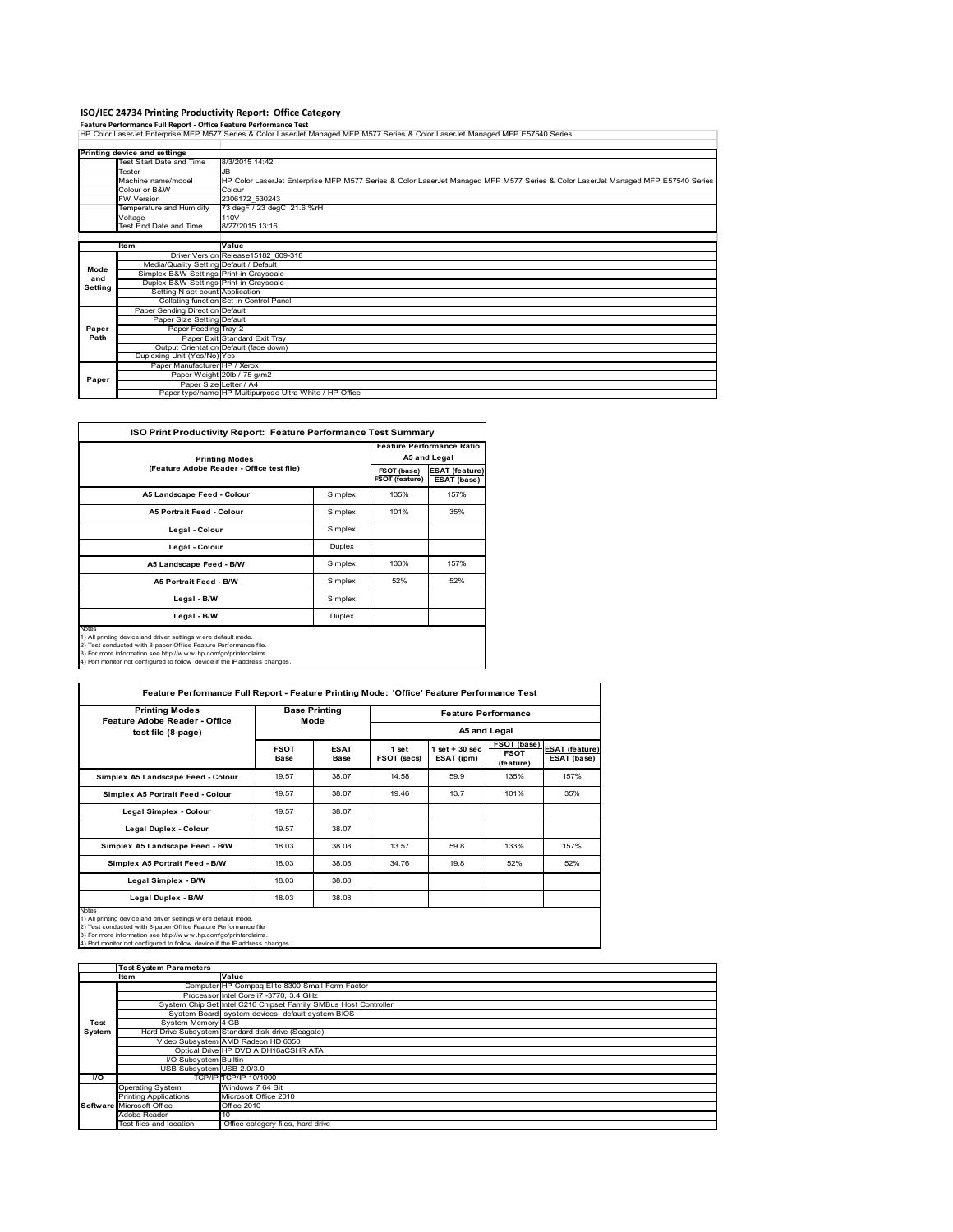## ISO/IEC 24734 Printing Productivity Report: Office Category

**Feature Performance Full Report - Office Feature Performance Test**

HP Color LaserJet Enterprise MFP M577 Series & Color LaserJet Managed MFP M577 Series & Color LaserJet Managed MFP E57540 Series

| Printing device and settings | |
|---|---|
| Test Start Date and Time | 8/3/2015 14:42 |
| Tester | JB |
| Machine name/model | HP Color LaserJet Enterprise MFP M577 Series & Color LaserJet Managed MFP M577 Series & Color LaserJet Managed MFP E57540 Series |
| Colour or B&W | Colour |
| FW Version | 2306172_530243 |
| Temperature and Humidity | 73 degF / 23 degC 21.6 %rH |
| Voltage | 110V |
| Test End Date and Time | 8/27/2015 13:16 |

| | Item | Value |
|---|---|---|
| Mode and Setting | Driver Version | Release15182_609-318 |
| | Media/Quality Setting | Default / Default |
| | Simplex B&W Settings | Print in Grayscale |
| | Duplex B&W Settings | Print in Grayscale |
| | Setting N set count | Application |
| | Collating function | Set in Control Panel |
| Paper Path | Paper Sending Direction | Default |
| | Paper Size Setting | Default |
| | Paper Feeding | Tray 2 |
| | Paper Exit | Standard Exit Tray |
| | Output Orientation | Default (face down) |
| | Duplexing Unit (Yes/No) | Yes |
| Paper | Paper Manufacturer | HP / Xerox |
| | Paper Weight | 20lb / 75 g/m2 |
| | Paper Size | Letter / A4 |
| | Paper type/name | HP Multipurpose Ultra White / HP Office |

### ISO Print Productivity Report: Feature Performance Test Summary

| Printing Modes (Feature Adobe Reader - Office test file) | | Feature Performance Ratio A5 and Legal | |
|---|---|---|---|
| | | FSOT (base) / FSOT (feature) | ESAT (feature) / ESAT (base) |
| A5 Landscape Feed - Colour | Simplex | 135% | 157% |
| A5 Portrait Feed - Colour | Simplex | 101% | 35% |
| Legal - Colour | Simplex | | |
| Legal - Colour | Duplex | | |
| A5 Landscape Feed - B/W | Simplex | 133% | 157% |
| A5 Portrait Feed - B/W | Simplex | 52% | 52% |
| Legal - B/W | Simplex | | |
| Legal - B/W | Duplex | | |

Notes
1) All printing device and driver settings were default mode.
2) Test conducted with 8-paper Office Feature Performance file.
3) For more information see http://www.hp.com/go/printerclaims.
4) Port monitor not configured to follow device if the IP address changes.

### Feature Performance Full Report - Feature Printing Mode: 'Office' Feature Performance Test

| Printing Modes Feature Adobe Reader - Office test file (8-page) | Base Printing Mode | | Feature Performance A5 and Legal | | | |
|---|---|---|---|---|---|---|
| | FSOT Base | ESAT Base | 1 set FSOT (secs) | 1 set + 30 sec ESAT (ipm) | FSOT (base) / FSOT (feature) | ESAT (feature) / ESAT (base) |
| Simplex A5 Landscape Feed - Colour | 19.57 | 38.07 | 14.58 | 59.9 | 135% | 157% |
| Simplex A5 Portrait Feed - Colour | 19.57 | 38.07 | 19.46 | 13.7 | 101% | 35% |
| Legal Simplex - Colour | 19.57 | 38.07 | | | | |
| Legal Duplex - Colour | 19.57 | 38.07 | | | | |
| Simplex A5 Landscape Feed - B/W | 18.03 | 38.08 | 13.57 | 59.8 | 133% | 157% |
| Simplex A5 Portrait Feed - B/W | 18.03 | 38.08 | 34.76 | 19.8 | 52% | 52% |
| Legal Simplex - B/W | 18.03 | 38.08 | | | | |
| Legal Duplex - B/W | 18.03 | 38.08 | | | | |

Notes
1) All printing device and driver settings were default mode.
2) Test conducted with 8-paper Office Feature Performance file
3) For more information see http://www.hp.com/go/printerclaims.
4) Port monitor not configured to follow device if the IP address changes.

| | Test System Parameters | |
|---|---|---|
| | Item | Value |
| Test System | Computer | HP Compaq Elite 8300 Small Form Factor |
| | Processor | Intel Core i7 -3770, 3.4 GHz |
| | System Chip Set | Intel C216 Chipset Family SMBus Host Controller |
| | System Board | system devices, default system BIOS |
| | System Memory | 4 GB |
| | Hard Drive Subsystem | Standard disk drive (Seagate) |
| | Video Subsystem | AMD Radeon HD 6350 |
| | Optical Drive | HP DVD A DH16aCSHR ATA |
| | I/O Subsystem | Builtin |
| | USB Subsystem | USB 2.0/3.0 |
| I/O | TCP/IP | TCP/IP 10/1000 |
| Software | Operating System | Windows 7 64 Bit |
| | Printing Applications | Microsoft Office 2010 |
| | Microsoft Office | Office 2010 |
| | Adobe Reader | 10 |
| | Test files and location | Office category files, hard drive |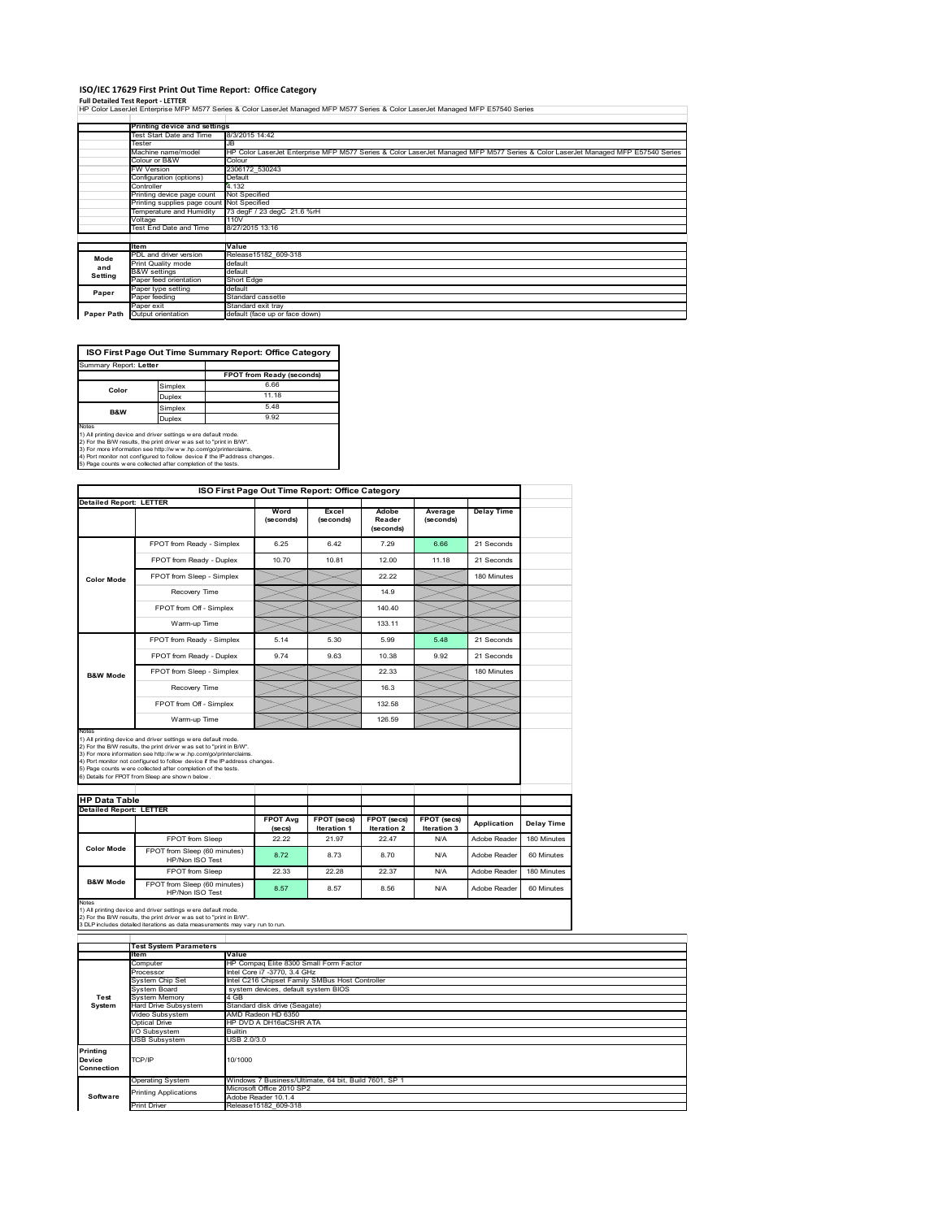# ISO/IEC 17629 First Print Out Time Report: Office Category

**Full Detailed Test Report - LETTER**

HP Color LaserJet Enterprise MFP M577 Series & Color LaserJet Managed MFP M577 Series & Color LaserJet Managed MFP E57540 Series

| | Printing device and settings | |
|---|---|---|
| | Test Start Date and Time | 8/3/2015 14:42 |
| | Tester | JB |
| | Machine name/model | HP Color LaserJet Enterprise MFP M577 Series & Color LaserJet Managed MFP M577 Series & Color LaserJet Managed MFP E57540 Series |
| | Colour or B&W | Colour |
| | FW Version | 2306172_530243 |
| | Configuration (options) | Default |
| | Controller | 4.132 |
| | Printing device page count | Not Specified |
| | Printing supplies page count | Not Specified |
| | Temperature and Humidity | 73 degF / 23 degC 21.6 %rH |
| | Voltage | 110V |
| | Test End Date and Time | 8/27/2015 13:16 |

| | Item | Value |
|---|---|---|
| Mode and Setting | PDL and driver version | Release15182_609-318 |
| | Print Quality mode | default |
| | B&W settings | default |
| | Paper feed orientation | Short Edge |
| Paper | Paper type setting | default |
| | Paper feeding | Standard cassette |
| | Paper exit | Standard exit tray |
| Paper Path | Output orientation | default (face up or face down) |

| ISO First Page Out Time Summary Report: Office Category | | |
|---|---|---|
| Summary Report: **Letter** | | |
| | | FPOT from Ready (seconds) |
| Color | Simplex | 6.66 |
| | Duplex | 11.18 |
| B&W | Simplex | 5.48 |
| | Duplex | 9.92 |

Notes
1) All printing device and driver settings were default mode.
2) For the B/W results, the print driver was set to "print in B/W".
3) For more information see http://www.hp.com/go/printerclaims.
4) Port monitor not configured to follow device if the IP address changes.
5) Page counts were collected after completion of the tests.

**ISO First Page Out Time Report: Office Category**

| Detailed Report: LETTER | | Word (seconds) | Excel (seconds) | Adobe Reader (seconds) | Average (seconds) | Delay Time |
|---|---|---|---|---|---|---|
| Color Mode | FPOT from Ready - Simplex | 6.25 | 6.42 | 7.29 | 6.66 | 21 Seconds |
| | FPOT from Ready - Duplex | 10.70 | 10.81 | 12.00 | 11.18 | 21 Seconds |
| | FPOT from Sleep - Simplex | | | 22.22 | | 180 Minutes |
| | Recovery Time | | | 14.9 | | |
| | FPOT from Off - Simplex | | | 140.40 | | |
| | Warm-up Time | | | 133.11 | | |
| B&W Mode | FPOT from Ready - Simplex | 5.14 | 5.30 | 5.99 | 5.48 | 21 Seconds |
| | FPOT from Ready - Duplex | 9.74 | 9.63 | 10.38 | 9.92 | 21 Seconds |
| | FPOT from Sleep - Simplex | | | 22.33 | | 180 Minutes |
| | Recovery Time | | | 16.3 | | |
| | FPOT from Off - Simplex | | | 132.58 | | |
| | Warm-up Time | | | 126.59 | | |

Notes
1) All printing device and driver settings were default mode.
2) For the B/W results, the print driver was set to "print in B/W".
3) For more information see http://www.hp.com/go/printerclaims.
4) Port monitor not configured to follow device if the IP address changes.
5) Page counts were collected after completion of the tests.
6) Details for FPOT from Sleep are shown below.

**HP Data Table**

| Detailed Report: LETTER | | FPOT Avg (secs) | FPOT (secs) Iteration 1 | FPOT (secs) Iteration 2 | FPOT (secs) Iteration 3 | Application | Delay Time |
|---|---|---|---|---|---|---|---|
| Color Mode | FPOT from Sleep | 22.22 | 21.97 | 22.47 | N/A | Adobe Reader | 180 Minutes |
| | FPOT from Sleep (60 minutes) HP/Non ISO Test | 8.72 | 8.73 | 8.70 | N/A | Adobe Reader | 60 Minutes |
| B&W Mode | FPOT from Sleep | 22.33 | 22.28 | 22.37 | N/A | Adobe Reader | 180 Minutes |
| | FPOT from Sleep (60 minutes) HP/Non ISO Test | 8.57 | 8.57 | 8.56 | N/A | Adobe Reader | 60 Minutes |

Notes
1) All printing device and driver settings were default mode.
2) For the B/W results, the print driver was set to "print in B/W".
3 DLP includes detailed iterations as data measurements may vary run to run.

| | Test System Parameters | |
|---|---|---|
| | Item | Value |
| Test System | Computer | HP Compaq Elite 8300 Small Form Factor |
| | Processor | Intel Core i7 -3770, 3.4 GHz |
| | System Chip Set | Intel C216 Chipset Family SMBus Host Controller |
| | System Board | system devices, default system BIOS |
| | System Memory | 4 GB |
| | Hard Drive Subsystem | Standard disk drive (Seagate) |
| | Video Subsystem | AMD Radeon HD 6350 |
| | Optical Drive | HP DVD A DH16aCSHR ATA |
| | I/O Subsystem | Builtin |
| | USB Subsystem | USB 2.0/3.0 |
| Printing Device Connection | TCP/IP | 10/1000 |
| Software | Operating System | Windows 7 Business/Ultimate, 64 bit, Build 7601, SP 1 |
| | Printing Applications | Microsoft Office 2010 SP2 |
| | | Adobe Reader 10.1.4 |
| | Print Driver | Release15182_609-318 |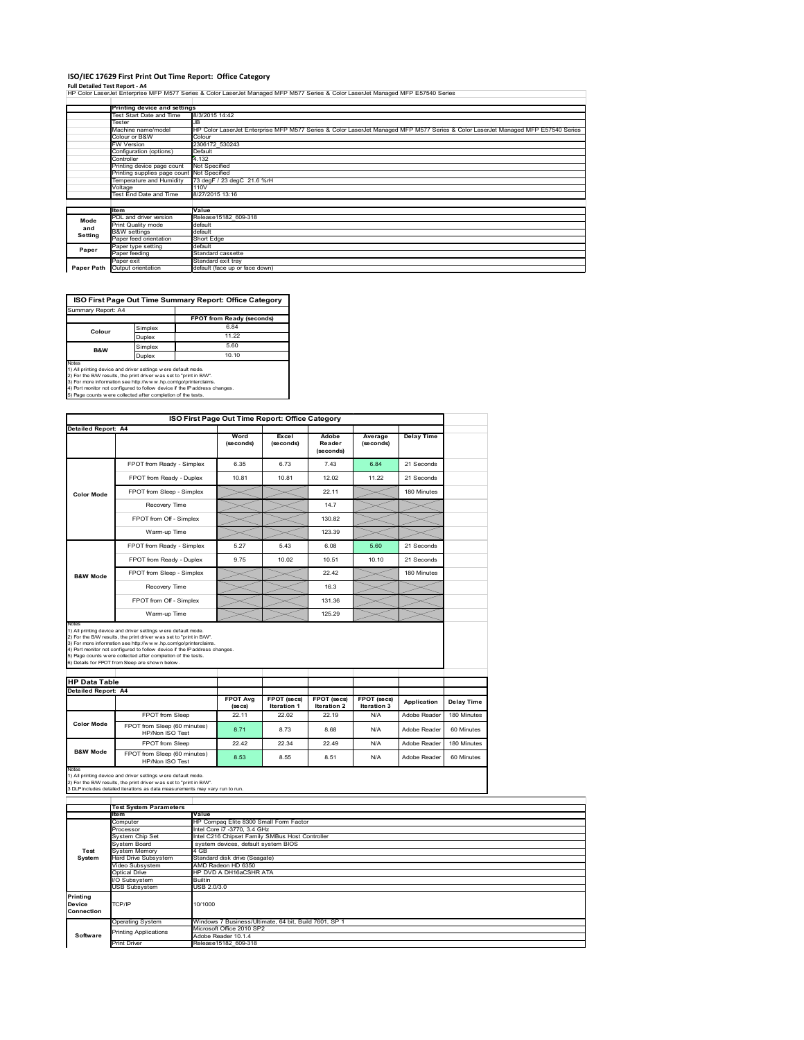# ISO/IEC 17629 First Print Out Time Report: Office Category

**Full Detailed Test Report - A4**

HP Color LaserJet Enterprise MFP M577 Series & Color LaserJet Managed MFP M577 Series & Color LaserJet Managed MFP E57540 Series

| | Printing device and settings | |
|---|---|---|
| | Test Start Date and Time | 8/3/2015 14:42 |
| | Tester | JB |
| | Machine name/model | HP Color LaserJet Enterprise MFP M577 Series & Color LaserJet Managed MFP M577 Series & Color LaserJet Managed MFP E57540 Series |
| | Colour or B&W | Colour |
| | FW Version | 2306172_530243 |
| | Configuration (options) | Default |
| | Controller | 4.132 |
| | Printing device page count | Not Specified |
| | Printing supplies page count | Not Specified |
| | Temperature and Humidity | 73 degF / 23 degC 21.6 %rH |
| | Voltage | 110V |
| | Test End Date and Time | 8/27/2015 13:16 |

| | Item | Value |
|---|---|---|
| Mode and Setting | PDL and driver version | Release15182_609-318 |
| | Print Quality mode | default |
| | B&W settings | default |
| | Paper feed orientation | Short Edge |
| Paper | Paper type setting | default |
| | Paper feeding | Standard cassette |
| | Paper exit | Standard exit tray |
| Paper Path | Output orientation | default (face up or face down) |

| ISO First Page Out Time Summary Report: Office Category | | |
|---|---|---|
| Summary Report: A4 | | |
| | | FPOT from Ready (seconds) |
| Colour | Simplex | 6.84 |
| | Duplex | 11.22 |
| B&W | Simplex | 5.60 |
| | Duplex | 10.10 |

Notes
1) All printing device and driver settings were default mode.
2) For the B/W results, the print driver was set to "print in B/W".
3) For more information see http://www.hp.com/go/printerclaims.
4) Port monitor not configured to follow device if the IP address changes.
5) Page counts were collected after completion of the tests.

| ISO First Page Out Time Report: Office Category | | | | | | |
|---|---|---|---|---|---|---|
| Detailed Report: A4 | | Word (seconds) | Excel (seconds) | Adobe Reader (seconds) | Average (seconds) | Delay Time |
| Color Mode | FPOT from Ready - Simplex | 6.35 | 6.73 | 7.43 | 6.84 | 21 Seconds |
| | FPOT from Ready - Duplex | 10.81 | 10.81 | 12.02 | 11.22 | 21 Seconds |
| | FPOT from Sleep - Simplex | | | 22.11 | | 180 Minutes |
| | Recovery Time | | | 14.7 | | |
| | FPOT from Off - Simplex | | | 130.82 | | |
| | Warm-up Time | | | 123.39 | | |
| B&W Mode | FPOT from Ready - Simplex | 5.27 | 5.43 | 6.08 | 5.60 | 21 Seconds |
| | FPOT from Ready - Duplex | 9.75 | 10.02 | 10.51 | 10.10 | 21 Seconds |
| | FPOT from Sleep - Simplex | | | 22.42 | | 180 Minutes |
| | Recovery Time | | | 16.3 | | |
| | FPOT from Off - Simplex | | | 131.36 | | |
| | Warm-up Time | | | 125.29 | | |

Notes
1) All printing device and driver settings were default mode.
2) For the B/W results, the print driver was set to "print in B/W".
3) For more information see http://www.hp.com/go/printerclaims.
4) Port monitor not configured to follow device if the IP address changes.
5) Page counts were collected after completion of the tests.
6) Details for FPOT from Sleep are shown below.

| HP Data Table | | | | | | | |
|---|---|---|---|---|---|---|---|
| Detailed Report: A4 | | FPOT Avg (secs) | FPOT (secs) Iteration 1 | FPOT (secs) Iteration 2 | FPOT (secs) Iteration 3 | Application | Delay Time |
| Color Mode | FPOT from Sleep | 22.11 | 22.02 | 22.19 | N/A | Adobe Reader | 180 Minutes |
| | FPOT from Sleep (60 minutes) HP/Non ISO Test | 8.71 | 8.73 | 8.68 | N/A | Adobe Reader | 60 Minutes |
| B&W Mode | FPOT from Sleep | 22.42 | 22.34 | 22.49 | N/A | Adobe Reader | 180 Minutes |
| | FPOT from Sleep (60 minutes) HP/Non ISO Test | 8.53 | 8.55 | 8.51 | N/A | Adobe Reader | 60 Minutes |

Notes
1) All printing device and driver settings were default mode.
2) For the B/W results, the print driver was set to "print in B/W".
3 DLP includes detailed iterations as data measurements may vary run to run.

| | Test System Parameters | |
|---|---|---|
| | Item | Value |
| Test System | Computer | HP Compaq Elite 8300 Small Form Factor |
| | Processor | Intel Core i7 -3770, 3.4 GHz |
| | System Chip Set | Intel C216 Chipset Family SMBus Host Controller |
| | System Board | system devices, default system BIOS |
| | System Memory | 4 GB |
| | Hard Drive Subsystem | Standard disk drive (Seagate) |
| | Video Subsystem | AMD Radeon HD 6350 |
| | Optical Drive | HP DVD A DH16aCSHR ATA |
| | I/O Subsystem | Builtin |
| | USB Subsystem | USB 2.0/3.0 |
| Printing Device Connection | TCP/IP | 10/1000 |
| Software | Operating System | Windows 7 Business/Ultimate, 64 bit, Build 7601, SP 1 |
| | Printing Applications | Microsoft Office 2010 SP2<br>Adobe Reader 10.1.4 |
| | Print Driver | Release15182_609-318 |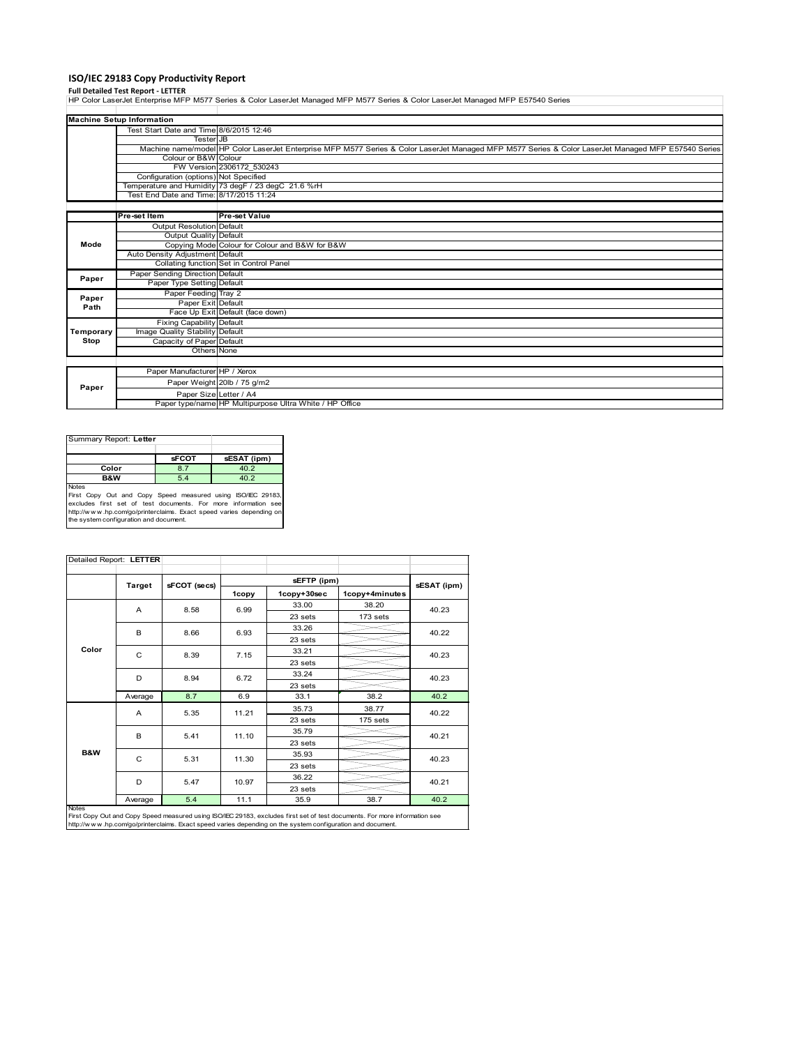# ISO/IEC 29183 Copy Productivity Report

**Full Detailed Test Report - LETTER**

HP Color LaserJet Enterprise MFP M577 Series & Color LaserJet Managed MFP M577 Series & Color LaserJet Managed MFP E57540 Series

| Machine Setup Information | | |
|---|---|---|
| | Test Start Date and Time | 8/6/2015 12:46 |
| | Tester | JB |
| | Machine name/model | HP Color LaserJet Enterprise MFP M577 Series & Color LaserJet Managed MFP M577 Series & Color LaserJet Managed MFP E57540 Series |
| | Colour or B&W | Colour |
| | FW Version | 2306172_530243 |
| | Configuration (options) | Not Specified |
| | Temperature and Humidity | 73 degF / 23 degC 21.6 %rH |
| | Test End Date and Time: | 8/17/2015 11:24 |

| | Pre-set Item | Pre-set Value |
|---|---|---|
| Mode | Output Resolution | Default |
| | Output Quality | Default |
| | Copying Mode | Colour for Colour and B&W for B&W |
| | Auto Density Adjustment | Default |
| | Collating function | Set in Control Panel |
| Paper | Paper Sending Direction | Default |
| | Paper Type Setting | Default |
| Paper Path | Paper Feeding | Tray 2 |
| | Paper Exit | Default |
| | Face Up Exit | Default (face down) |
| Temporary Stop | Fixing Capability | Default |
| | Image Quality Stability | Default |
| | Capacity of Paper | Default |
| | Others | None |

| | | |
|---|---|---|
| Paper | Paper Manufacturer | HP / Xerox |
| | Paper Weight | 20lb / 75 g/m2 |
| | Paper Size | Letter / A4 |
| | Paper type/name | HP Multipurpose Ultra White / HP Office |

**Summary Report: Letter**

| | sFCOT | sESAT (ipm) |
|---|---|---|
| Color | 8.7 | 40.2 |
| B&W | 5.4 | 40.2 |

Notes

First Copy Out and Copy Speed measured using ISO/IEC 29183, excludes first set of test documents. For more information see http://www.hp.com/go/printerclaims. Exact speed varies depending on the system configuration and document.

**Detailed Report: LETTER**

| | Target | sFCOT (secs) | sEFTP (ipm) | | | sESAT (ipm) |
|---|---|---|---|---|---|---|
| | | | 1copy | 1copy+30sec | 1copy+4minutes | |
| Color | A | 8.58 | 6.99 | 33.00 | 38.20 | 40.23 |
| | | | | 23 sets | 173 sets | |
| | B | 8.66 | 6.93 | 33.26 | | 40.22 |
| | | | | 23 sets | | |
| | C | 8.39 | 7.15 | 33.21 | | 40.23 |
| | | | | 23 sets | | |
| | D | 8.94 | 6.72 | 33.24 | | 40.23 |
| | | | | 23 sets | | |
| | Average | 8.7 | 6.9 | 33.1 | 38.2 | 40.2 |
| B&W | A | 5.35 | 11.21 | 35.73 | 38.77 | 40.22 |
| | | | | 23 sets | 175 sets | |
| | B | 5.41 | 11.10 | 35.79 | | 40.21 |
| | | | | 23 sets | | |
| | C | 5.31 | 11.30 | 35.93 | | 40.23 |
| | | | | 23 sets | | |
| | D | 5.47 | 10.97 | 36.22 | | 40.21 |
| | | | | 23 sets | | |
| | Average | 5.4 | 11.1 | 35.9 | 38.7 | 40.2 |

Notes

First Copy Out and Copy Speed measured using ISO/IEC 29183, excludes first set of test documents. For more information see http://www.hp.com/go/printerclaims. Exact speed varies depending on the system configuration and document.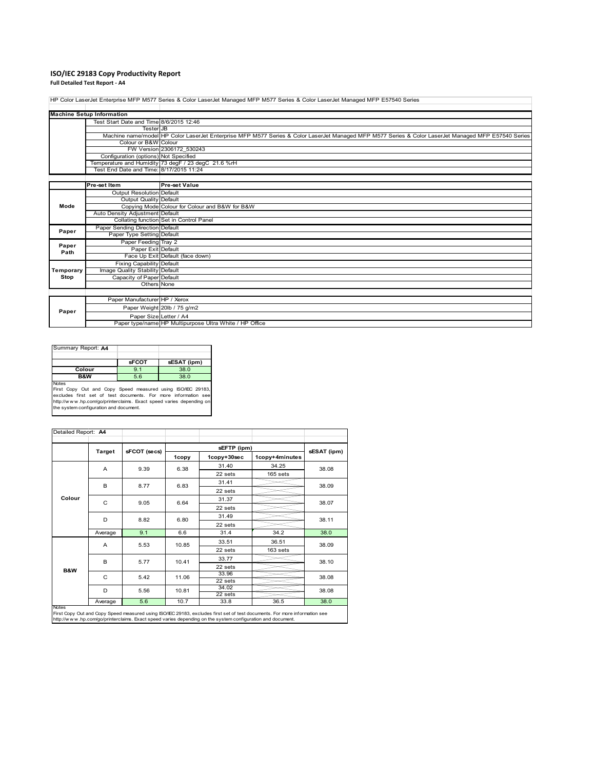# ISO/IEC 29183 Copy Productivity Report

**Full Detailed Test Report - A4**

| HP Color LaserJet Enterprise MFP M577 Series & Color LaserJet Managed MFP M577 Series & Color LaserJet Managed MFP E57540 Series | | |
|---|---|---|
| **Machine Setup Information** | | |
| | Test Start Date and Time | 8/6/2015 12:46 |
| | Tester | JB |
| | Machine name/model | HP Color LaserJet Enterprise MFP M577 Series & Color LaserJet Managed MFP M577 Series & Color LaserJet Managed MFP E57540 Series |
| | Colour or B&W | Colour |
| | FW Version | 2306172_530243 |
| | Configuration (options) | Not Specified |
| | Temperature and Humidity | 73 degF / 23 degC 21.6 %rH |
| | Test End Date and Time: | 8/17/2015 11:24 |
| | **Pre-set Item** | **Pre-set Value** |
| **Mode** | Output Resolution | Default |
| | Output Quality | Default |
| | Copying Mode | Colour for Colour and B&W for B&W |
| | Auto Density Adjustment | Default |
| | Collating function | Set in Control Panel |
| **Paper** | Paper Sending Direction | Default |
| | Paper Type Setting | Default |
| **Paper Path** | Paper Feeding | Tray 2 |
| | Paper Exit | Default |
| | Face Up Exit | Default (face down) |
| **Temporary Stop** | Fixing Capability | Default |
| | Image Quality Stability | Default |
| | Capacity of Paper | Default |
| | Others | None |
| **Paper** | Paper Manufacturer | HP / Xerox |
| | Paper Weight | 20lb / 75 g/m2 |
| | Paper Size | Letter / A4 |
| | Paper type/name | HP Multipurpose Ultra White / HP Office |

| Summary Report: **A4** | | |
|---|---|---|
| | **sFCOT** | **sESAT (ipm)** |
| **Colour** | 9.1 | 38.0 |
| **B&W** | 5.6 | 38.0 |

Notes
First Copy Out and Copy Speed measured using ISO/IEC 29183, excludes first set of test documents. For more information see http://www.hp.com/go/printerclaims. Exact speed varies depending on the system configuration and document.

| Detailed Report: **A4** | | | | | | |
|---|---|---|---|---|---|---|
| | Target | sFCOT (secs) | sEFTP (ipm) | | | sESAT (ipm) |
| | | | 1copy | 1copy+30sec | 1copy+4minutes | |
| **Colour** | A | 9.39 | 6.38 | 31.40 / 22 sets | 34.25 / 165 sets | 38.08 |
| | B | 8.77 | 6.83 | 31.41 / 22 sets | | 38.09 |
| | C | 9.05 | 6.64 | 31.37 / 22 sets | | 38.07 |
| | D | 8.82 | 6.80 | 31.49 / 22 sets | | 38.11 |
| | Average | 9.1 | 6.6 | 31.4 | 34.2 | 38.0 |
| **B&W** | A | 5.53 | 10.85 | 33.51 / 22 sets | 36.51 / 163 sets | 38.09 |
| | B | 5.77 | 10.41 | 33.77 / 22 sets | | 38.10 |
| | C | 5.42 | 11.06 | 33.96 / 22 sets | | 38.08 |
| | D | 5.56 | 10.81 | 34.02 / 22 sets | | 38.08 |
| | Average | 5.6 | 10.7 | 33.8 | 36.5 | 38.0 |

Notes
First Copy Out and Copy Speed measured using ISO/IEC 29183, excludes first set of test documents. For more information see http://www.hp.com/go/printerclaims. Exact speed varies depending on the system configuration and document.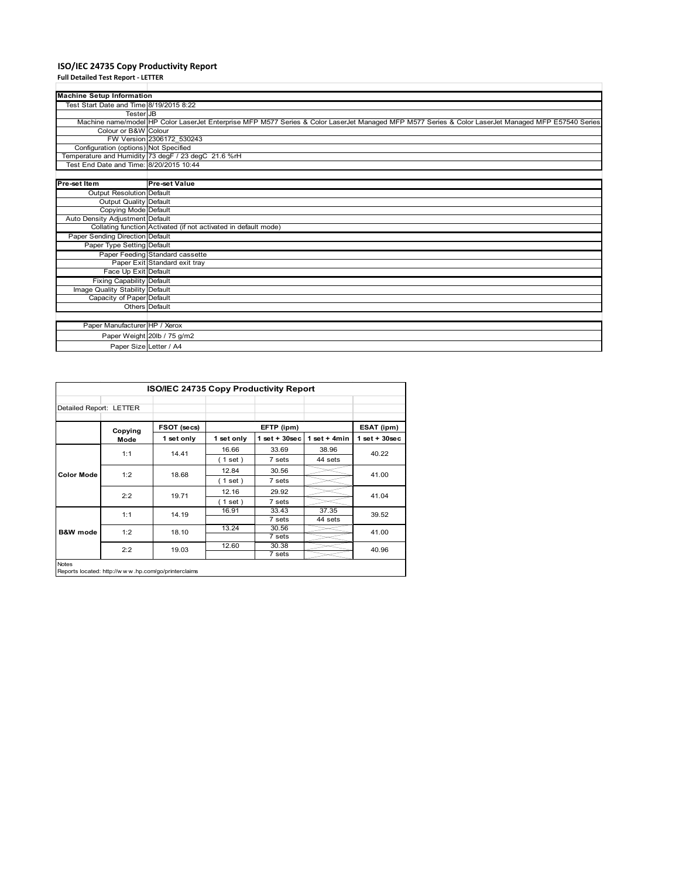# ISO/IEC 24735 Copy Productivity Report

**Full Detailed Test Report - LETTER**

| Machine Setup Information | |
|---|---|
| Test Start Date and Time | 8/19/2015 8:22 |
| Tester | JB |
| Machine name/model | HP Color LaserJet Enterprise MFP M577 Series & Color LaserJet Managed MFP M577 Series & Color LaserJet Managed MFP E57540 Series |
| Colour or B&W | Colour |
| FW Version | 2306172_530243 |
| Configuration (options) | Not Specified |
| Temperature and Humidity | 73 degF / 23 degC 21.6 %rH |
| Test End Date and Time: | 8/20/2015 10:44 |

| Pre-set Item | Pre-set Value |
|---|---|
| Output Resolution | Default |
| Output Quality | Default |
| Copying Mode | Default |
| Auto Density Adjustment | Default |
| Collating function | Activated (if not activated in default mode) |
| Paper Sending Direction | Default |
| Paper Type Setting | Default |
| Paper Feeding | Standard cassette |
| Paper Exit | Standard exit tray |
| Face Up Exit | Default |
| Fixing Capability | Default |
| Image Quality Stability | Default |
| Capacity of Paper | Default |
| Others | Default |

| | |
|---|---|
| Paper Manufacturer | HP / Xerox |
| Paper Weight | 20lb / 75 g/m2 |
| Paper Size | Letter / A4 |

## ISO/IEC 24735 Copy Productivity Report

Detailed Report: LETTER

| | Copying Mode | FSOT (secs) | EFTP (ipm) | | | ESAT (ipm) |
|---|---|---|---|---|---|---|
| | | 1 set only | 1 set only | 1 set + 30sec | 1 set + 4min | 1 set + 30sec |
| Color Mode | 1:1 | 14.41 | 16.66 ( 1 set ) | 33.69 7 sets | 38.96 44 sets | 40.22 |
| | 1:2 | 18.68 | 12.84 ( 1 set ) | 30.56 7 sets | | 41.00 |
| | 2:2 | 19.71 | 12.16 ( 1 set ) | 29.92 7 sets | | 41.04 |
| B&W mode | 1:1 | 14.19 | 16.91 | 33.43 7 sets | 37.35 44 sets | 39.52 |
| | 1:2 | 18.10 | 13.24 | 30.56 7 sets | | 41.00 |
| | 2:2 | 19.03 | 12.60 | 30.38 7 sets | | 40.96 |

Notes

Reports located: http://www.hp.com/go/printerclaims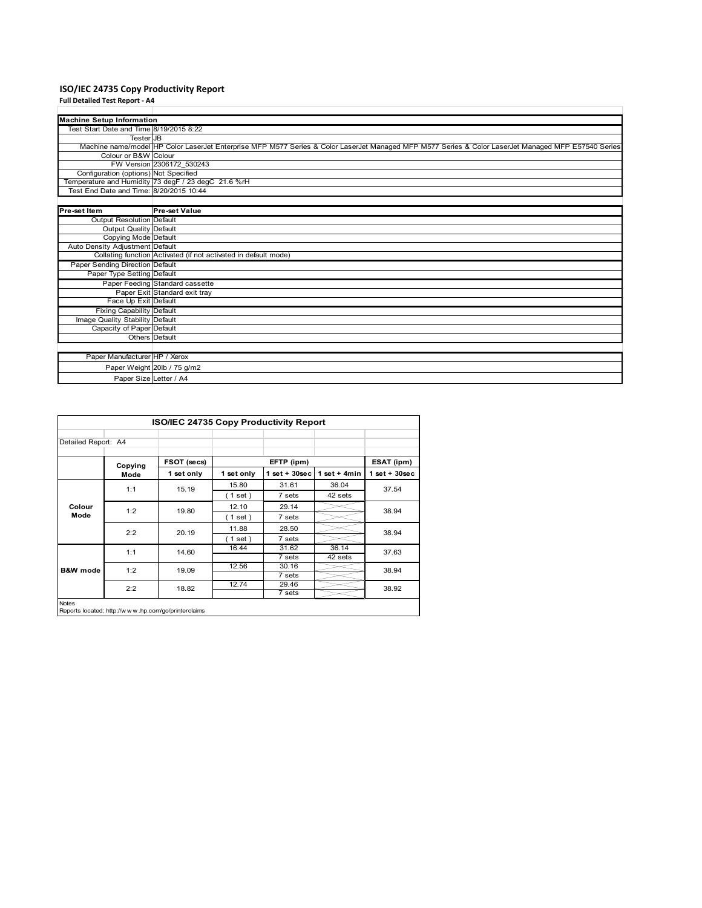# ISO/IEC 24735 Copy Productivity Report

**Full Detailed Test Report - A4**

| Machine Setup Information | |
|---|---|
| Test Start Date and Time | 8/19/2015 8:22 |
| Tester | JB |
| Machine name/model | HP Color LaserJet Enterprise MFP M577 Series & Color LaserJet Managed MFP M577 Series & Color LaserJet Managed MFP E57540 Series |
| Colour or B&W | Colour |
| FW Version | 2306172_530243 |
| Configuration (options) | Not Specified |
| Temperature and Humidity | 73 degF / 23 degC 21.6 %rH |
| Test End Date and Time: | 8/20/2015 10:44 |

| Pre-set Item | Pre-set Value |
|---|---|
| Output Resolution | Default |
| Output Quality | Default |
| Copying Mode | Default |
| Auto Density Adjustment | Default |
| Collating function | Activated (if not activated in default mode) |
| Paper Sending Direction | Default |
| Paper Type Setting | Default |
| Paper Feeding | Standard cassette |
| Paper Exit | Standard exit tray |
| Face Up Exit | Default |
| Fixing Capability | Default |
| Image Quality Stability | Default |
| Capacity of Paper | Default |
| Others | Default |

| | |
|---|---|
| Paper Manufacturer | HP / Xerox |
| Paper Weight | 20lb / 75 g/m2 |
| Paper Size | Letter / A4 |

## ISO/IEC 24735 Copy Productivity Report

Detailed Report: A4

| | Copying Mode | FSOT (secs) | EFTP (ipm) | | | ESAT (ipm) |
|---|---|---|---|---|---|---|
| | | 1 set only | 1 set only | 1 set + 30sec | 1 set + 4min | 1 set + 30sec |
| Colour Mode | 1:1 | 15.19 | 15.80<br>( 1 set ) | 31.61<br>7 sets | 36.04<br>42 sets | 37.54 |
| | 1:2 | 19.80 | 12.10<br>( 1 set ) | 29.14<br>7 sets | | 38.94 |
| | 2:2 | 20.19 | 11.88<br>( 1 set ) | 28.50<br>7 sets | | 38.94 |
| B&W mode | 1:1 | 14.60 | 16.44 | 31.62<br>7 sets | 36.14<br>42 sets | 37.63 |
| | 1:2 | 19.09 | 12.56 | 30.16<br>7 sets | | 38.94 |
| | 2:2 | 18.82 | 12.74 | 29.46<br>7 sets | | 38.92 |

Notes

Reports located: http://w w w .hp.com/go/printerclaims